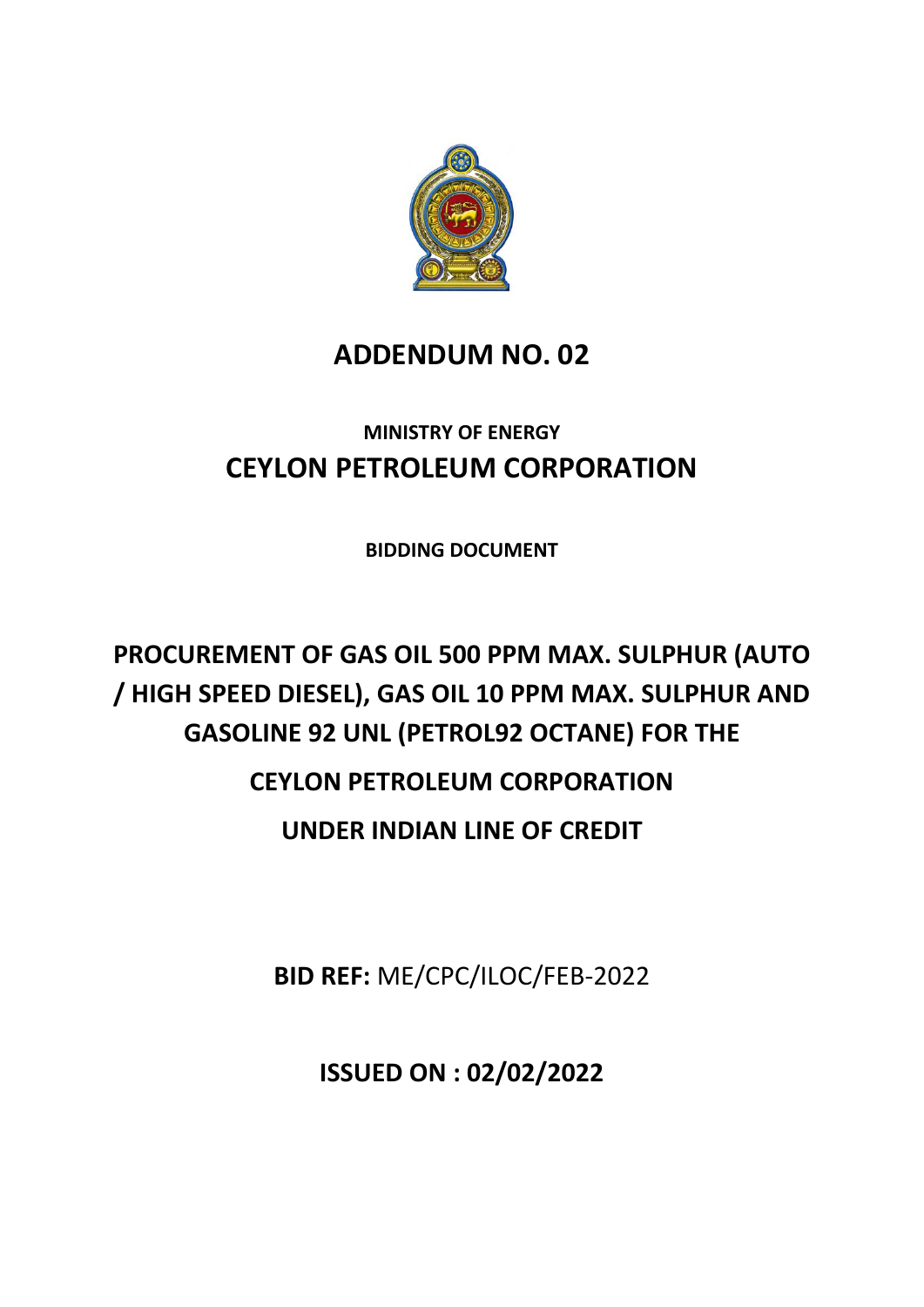# ADDENDUM NO. 02

**MINISTRY OF ENERGY**

## CEYLON PETROLEUM CORPORATION

**BIDDING DOCUMENT**

# PROCUREMENT OF GAS OIL 500 PPM MAX. SULPHUR (AUTO / HIGH SPEED DIESEL), GAS OIL 10 PPM MAX. SULPHUR AND GASOLINE 92 UNL (PETROL92 OCTANE) FOR THE CEYLON PETROLEUM CORPORATION UNDER INDIAN LINE OF CREDIT

**BID REF:** ME/CPC/ILOC/FEB-2022

**ISSUED ON : 02/02/2022**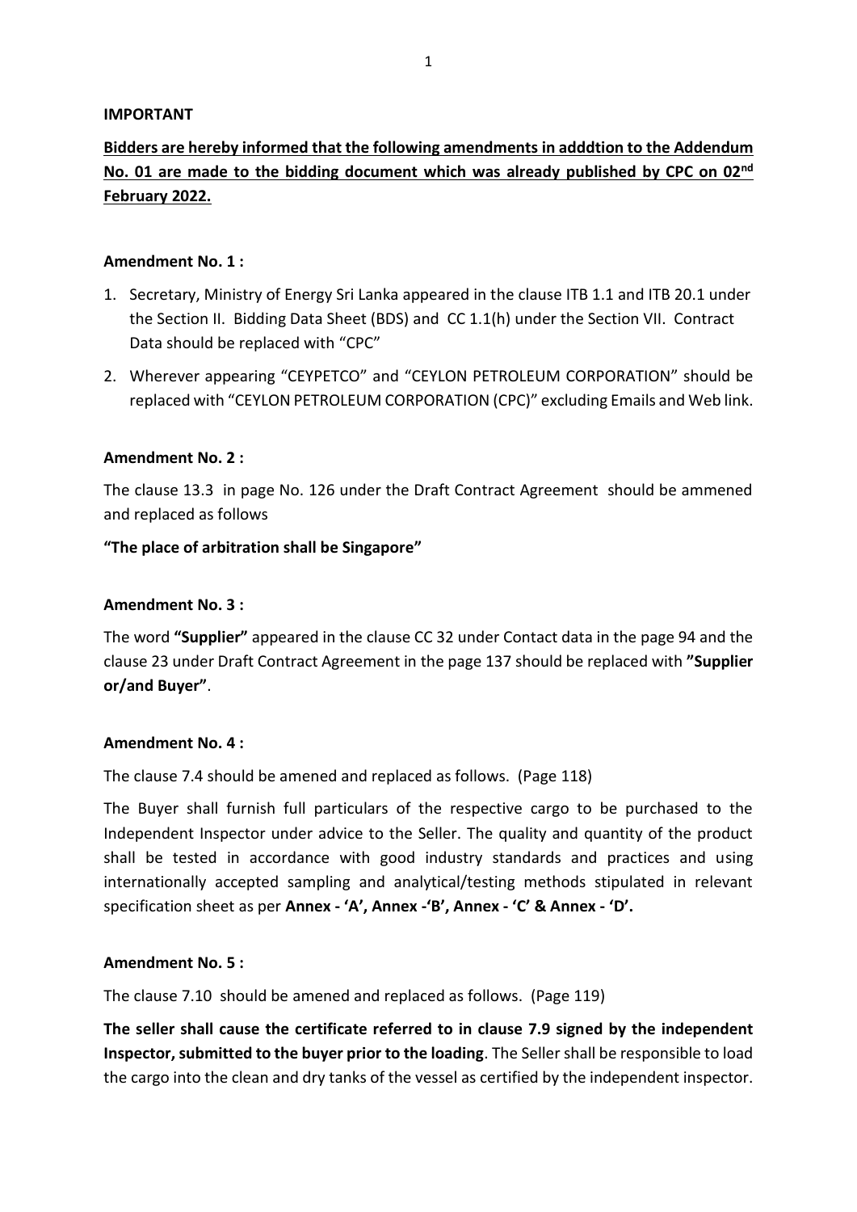**IMPORTANT**

**Bidders are hereby informed that the following amendments in adddtion to the Addendum No. 01 are made to the bidding document which was already published by CPC on 02nd February 2022.**

**Amendment No. 1 :**

1. Secretary, Ministry of Energy Sri Lanka appeared in the clause ITB 1.1 and ITB 20.1 under the Section II. Bidding Data Sheet (BDS) and CC 1.1(h) under the Section VII. Contract Data should be replaced with "CPC"
2. Wherever appearing "CEYPETCO" and "CEYLON PETROLEUM CORPORATION" should be replaced with "CEYLON PETROLEUM CORPORATION (CPC)" excluding Emails and Web link.

**Amendment No. 2 :**

The clause 13.3 in page No. 126 under the Draft Contract Agreement should be ammened and replaced as follows

**"The place of arbitration shall be Singapore"**

**Amendment No. 3 :**

The word **"Supplier"** appeared in the clause CC 32 under Contact data in the page 94 and the clause 23 under Draft Contract Agreement in the page 137 should be replaced with **"Supplier or/and Buyer"**.

**Amendment No. 4 :**

The clause 7.4 should be amened and replaced as follows. (Page 118)

The Buyer shall furnish full particulars of the respective cargo to be purchased to the Independent Inspector under advice to the Seller. The quality and quantity of the product shall be tested in accordance with good industry standards and practices and using internationally accepted sampling and analytical/testing methods stipulated in relevant specification sheet as per **Annex - 'A', Annex -'B', Annex - 'C' & Annex - 'D'.**

**Amendment No. 5 :**

The clause 7.10 should be amened and replaced as follows. (Page 119)

**The seller shall cause the certificate referred to in clause 7.9 signed by the independent Inspector, submitted to the buyer prior to the loading**. The Seller shall be responsible to load the cargo into the clean and dry tanks of the vessel as certified by the independent inspector.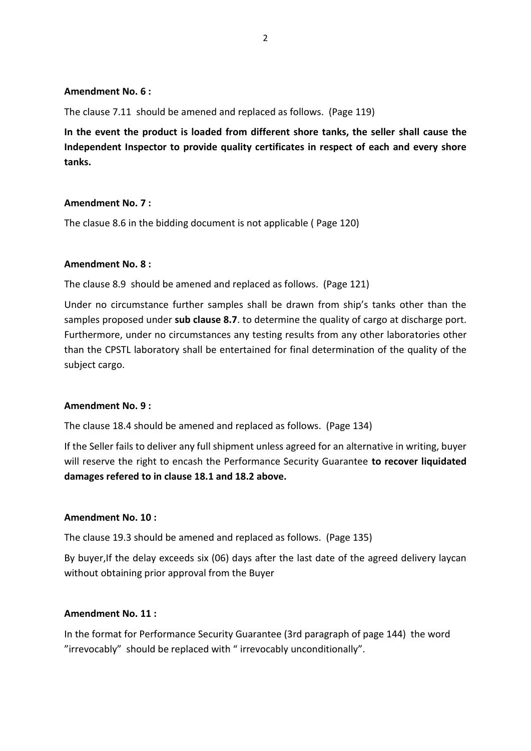**Amendment No. 6 :**

The clause 7.11 should be amened and replaced as follows. (Page 119)

**In the event the product is loaded from different shore tanks, the seller shall cause the Independent Inspector to provide quality certificates in respect of each and every shore tanks.**

**Amendment No. 7 :**

The clasue 8.6 in the bidding document is not applicable ( Page 120)

**Amendment No. 8 :**

The clause 8.9 should be amened and replaced as follows. (Page 121)

Under no circumstance further samples shall be drawn from ship's tanks other than the samples proposed under **sub clause 8.7**. to determine the quality of cargo at discharge port. Furthermore, under no circumstances any testing results from any other laboratories other than the CPSTL laboratory shall be entertained for final determination of the quality of the subject cargo.

**Amendment No. 9 :**

The clause 18.4 should be amened and replaced as follows. (Page 134)

If the Seller fails to deliver any full shipment unless agreed for an alternative in writing, buyer will reserve the right to encash the Performance Security Guarantee **to recover liquidated damages refered to in clause 18.1 and 18.2 above.**

**Amendment No. 10 :**

The clause 19.3 should be amened and replaced as follows. (Page 135)

By buyer,If the delay exceeds six (06) days after the last date of the agreed delivery laycan without obtaining prior approval from the Buyer

**Amendment No. 11 :**

In the format for Performance Security Guarantee (3rd paragraph of page 144) the word "irrevocably" should be replaced with " irrevocably unconditionally".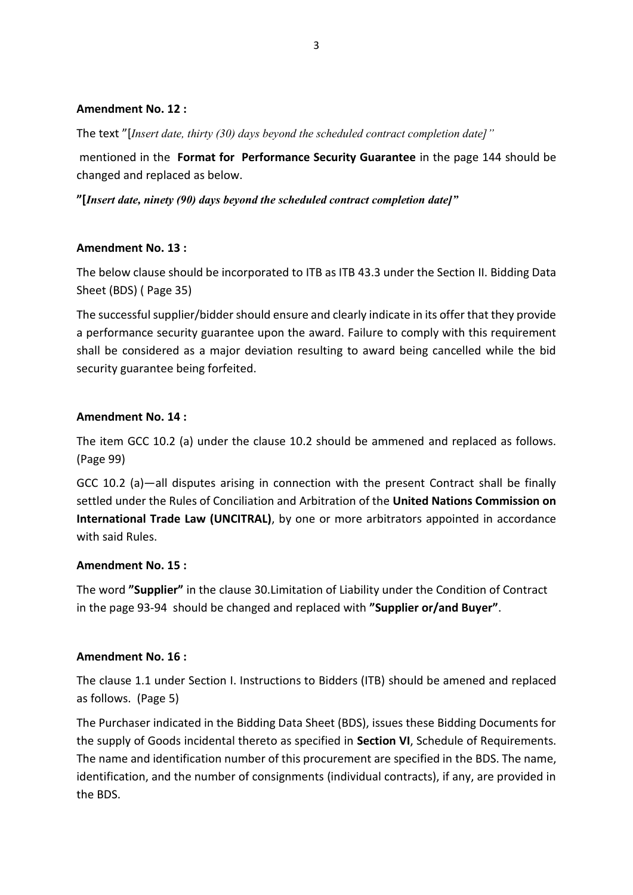**Amendment No. 12 :**

The text "[*Insert date, thirty (30) days beyond the scheduled contract completion date]"*

mentioned in the **Format for Performance Security Guarantee** in the page 144 should be changed and replaced as below.

**"[*Insert date, ninety (90) days beyond the scheduled contract completion date]*"**

**Amendment No. 13 :**

The below clause should be incorporated to ITB as ITB 43.3 under the Section II. Bidding Data Sheet (BDS) ( Page 35)

The successful supplier/bidder should ensure and clearly indicate in its offer that they provide a performance security guarantee upon the award. Failure to comply with this requirement shall be considered as a major deviation resulting to award being cancelled while the bid security guarantee being forfeited.

**Amendment No. 14 :**

The item GCC 10.2 (a) under the clause 10.2 should be ammened and replaced as follows. (Page 99)

GCC 10.2 (a)—all disputes arising in connection with the present Contract shall be finally settled under the Rules of Conciliation and Arbitration of the **United Nations Commission on International Trade Law (UNCITRAL)**, by one or more arbitrators appointed in accordance with said Rules.

**Amendment No. 15 :**

The word **"Supplier"** in the clause 30.Limitation of Liability under the Condition of Contract in the page 93-94 should be changed and replaced with **"Supplier or/and Buyer"**.

**Amendment No. 16 :**

The clause 1.1 under Section I. Instructions to Bidders (ITB) should be amened and replaced as follows. (Page 5)

The Purchaser indicated in the Bidding Data Sheet (BDS), issues these Bidding Documents for the supply of Goods incidental thereto as specified in **Section VI**, Schedule of Requirements. The name and identification number of this procurement are specified in the BDS. The name, identification, and the number of consignments (individual contracts), if any, are provided in the BDS.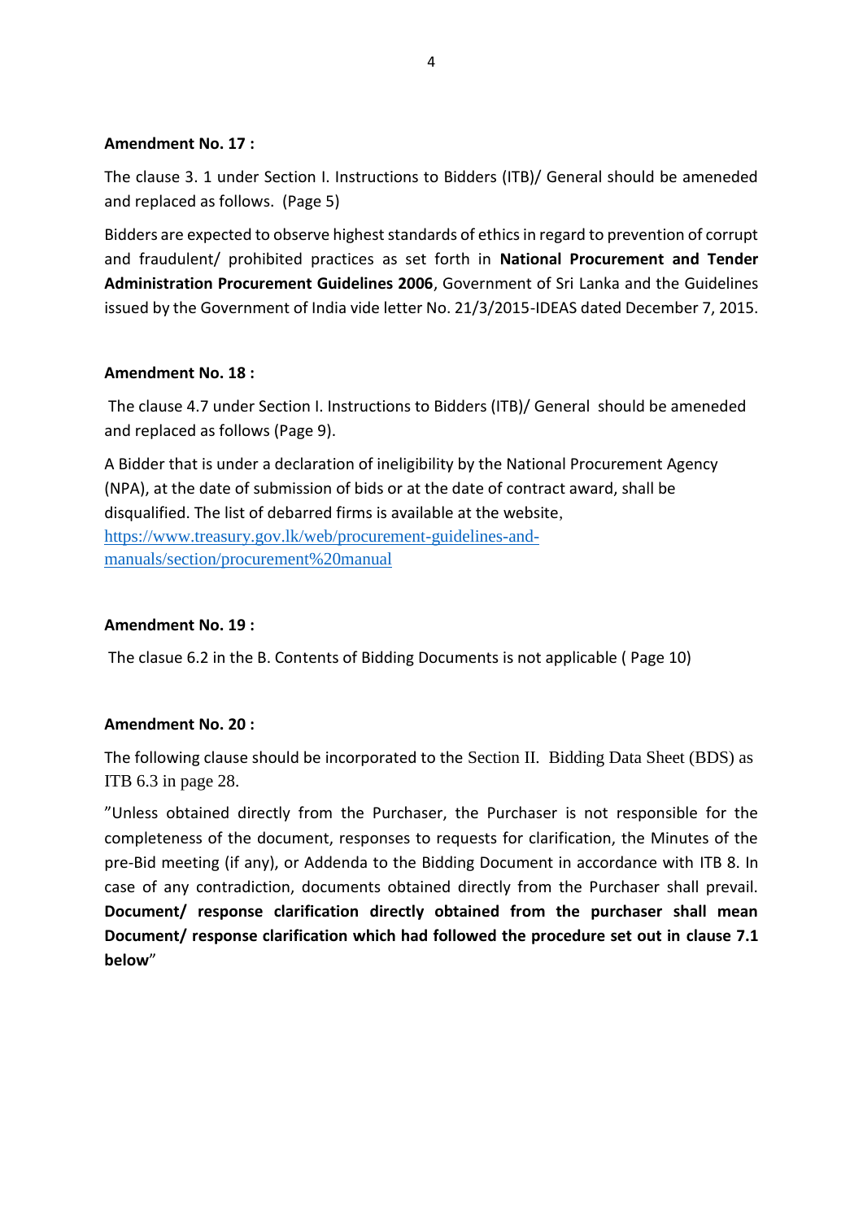**Amendment No. 17 :**

The clause 3. 1 under Section I. Instructions to Bidders (ITB)/ General should be ameneded and replaced as follows. (Page 5)

Bidders are expected to observe highest standards of ethics in regard to prevention of corrupt and fraudulent/ prohibited practices as set forth in **National Procurement and Tender Administration Procurement Guidelines 2006**, Government of Sri Lanka and the Guidelines issued by the Government of India vide letter No. 21/3/2015-IDEAS dated December 7, 2015.

**Amendment No. 18 :**

The clause 4.7 under Section I. Instructions to Bidders (ITB)/ General should be ameneded and replaced as follows (Page 9).

A Bidder that is under a declaration of ineligibility by the National Procurement Agency (NPA), at the date of submission of bids or at the date of contract award, shall be disqualified. The list of debarred firms is available at the website, https://www.treasury.gov.lk/web/procurement-guidelines-and-manuals/section/procurement%20manual

**Amendment No. 19 :**

The clasue 6.2 in the B. Contents of Bidding Documents is not applicable ( Page 10)

**Amendment No. 20 :**

The following clause should be incorporated to the Section II. Bidding Data Sheet (BDS) as ITB 6.3 in page 28.

"Unless obtained directly from the Purchaser, the Purchaser is not responsible for the completeness of the document, responses to requests for clarification, the Minutes of the pre-Bid meeting (if any), or Addenda to the Bidding Document in accordance with ITB 8. In case of any contradiction, documents obtained directly from the Purchaser shall prevail. **Document/ response clarification directly obtained from the purchaser shall mean Document/ response clarification which had followed the procedure set out in clause 7.1 below**"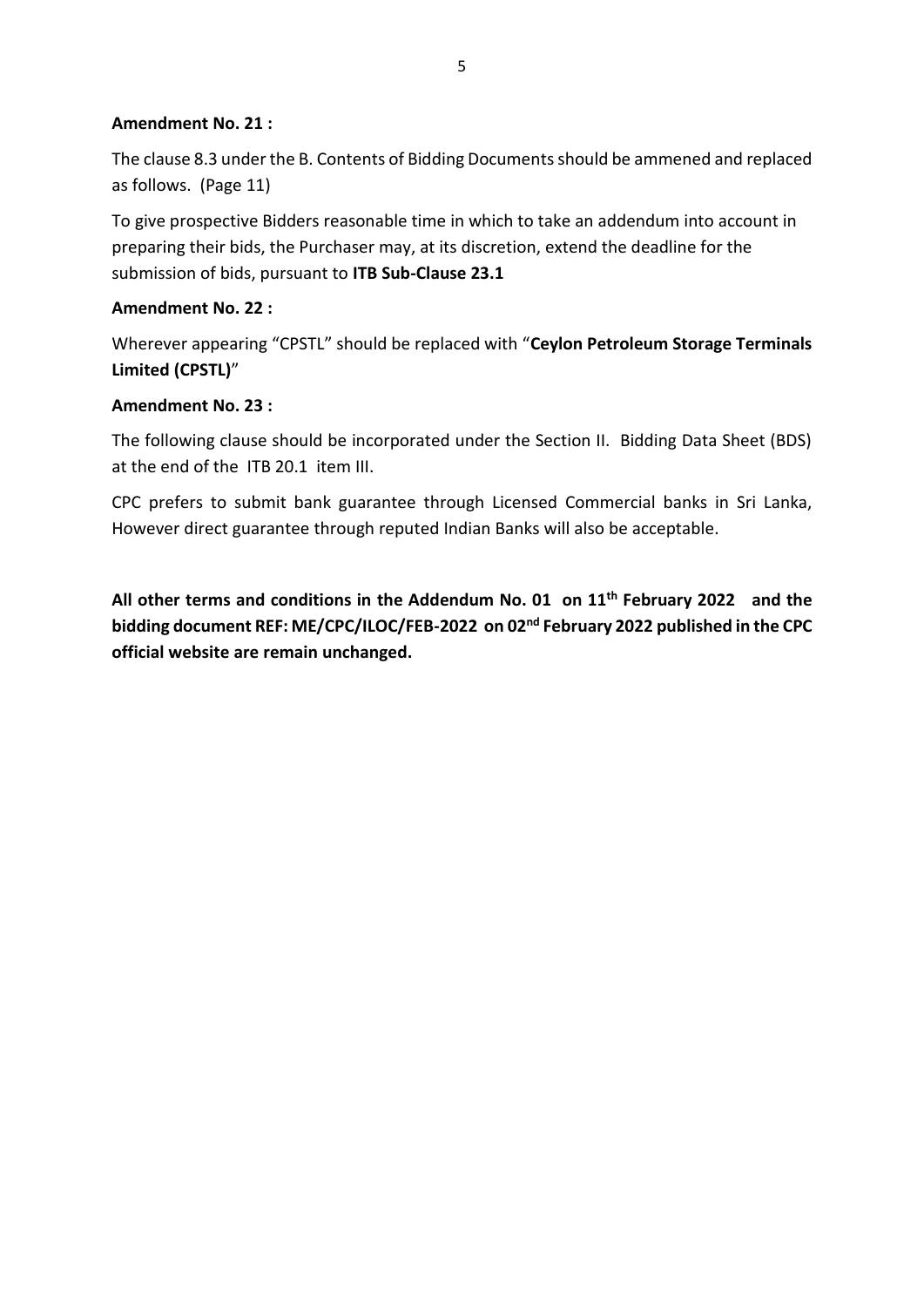**Amendment No. 21 :**

The clause 8.3 under the B. Contents of Bidding Documents should be ammened and replaced as follows. (Page 11)

To give prospective Bidders reasonable time in which to take an addendum into account in preparing their bids, the Purchaser may, at its discretion, extend the deadline for the submission of bids, pursuant to **ITB Sub-Clause 23.1**

**Amendment No. 22 :**

Wherever appearing "CPSTL" should be replaced with "**Ceylon Petroleum Storage Terminals Limited (CPSTL)**"

**Amendment No. 23 :**

The following clause should be incorporated under the Section II. Bidding Data Sheet (BDS) at the end of the ITB 20.1 item III.

CPC prefers to submit bank guarantee through Licensed Commercial banks in Sri Lanka, However direct guarantee through reputed Indian Banks will also be acceptable.

**All other terms and conditions in the Addendum No. 01 on 11th February 2022 and the bidding document REF: ME/CPC/ILOC/FEB-2022 on 02nd February 2022 published in the CPC official website are remain unchanged.**